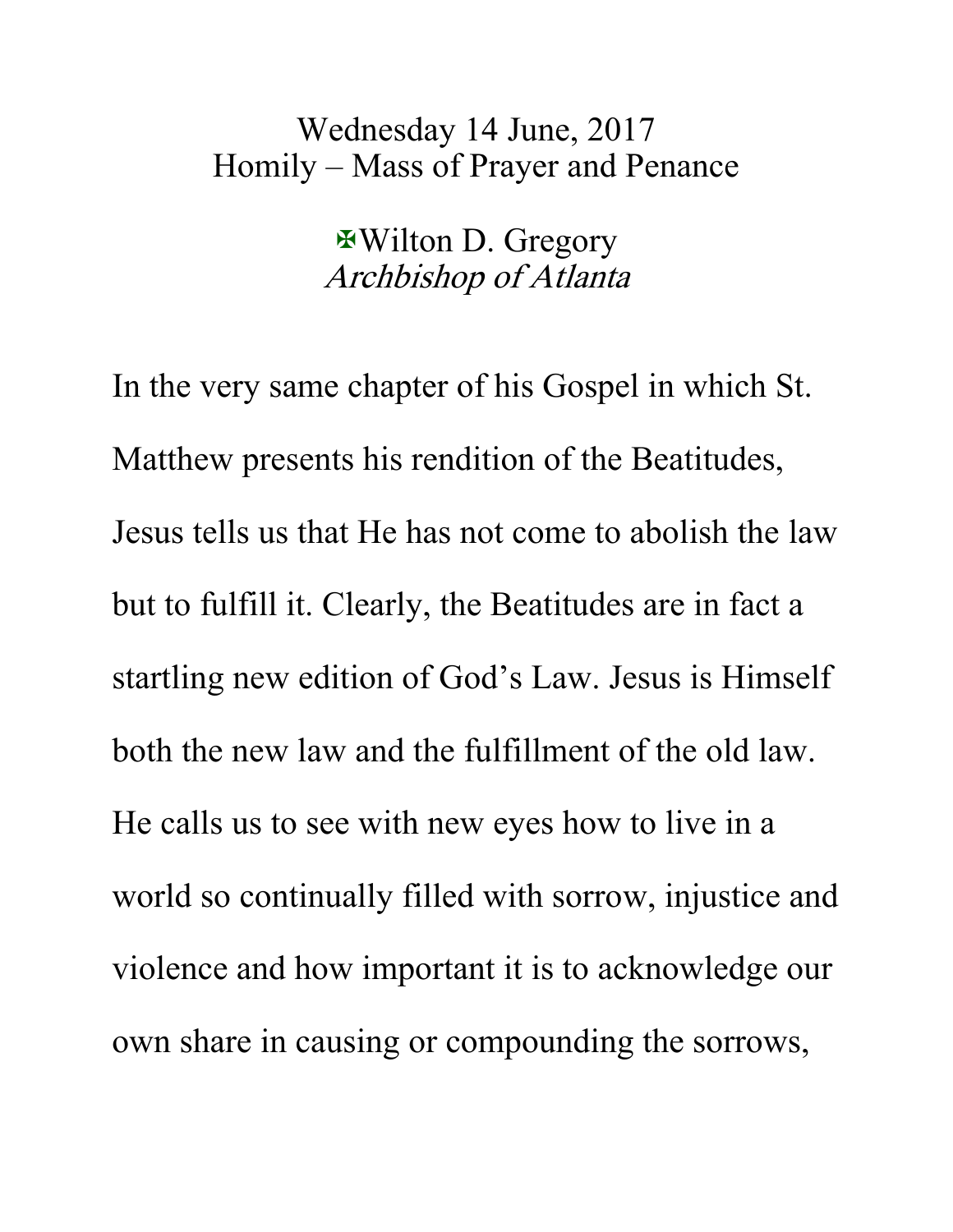Wednesday 14 June, 2017
Homily – Mass of Prayer and Penance

✠Wilton D. Gregory
*Archbishop of Atlanta*

In the very same chapter of his Gospel in which St. Matthew presents his rendition of the Beatitudes, Jesus tells us that He has not come to abolish the law but to fulfill it. Clearly, the Beatitudes are in fact a startling new edition of God's Law. Jesus is Himself both the new law and the fulfillment of the old law. He calls us to see with new eyes how to live in a world so continually filled with sorrow, injustice and violence and how important it is to acknowledge our own share in causing or compounding the sorrows,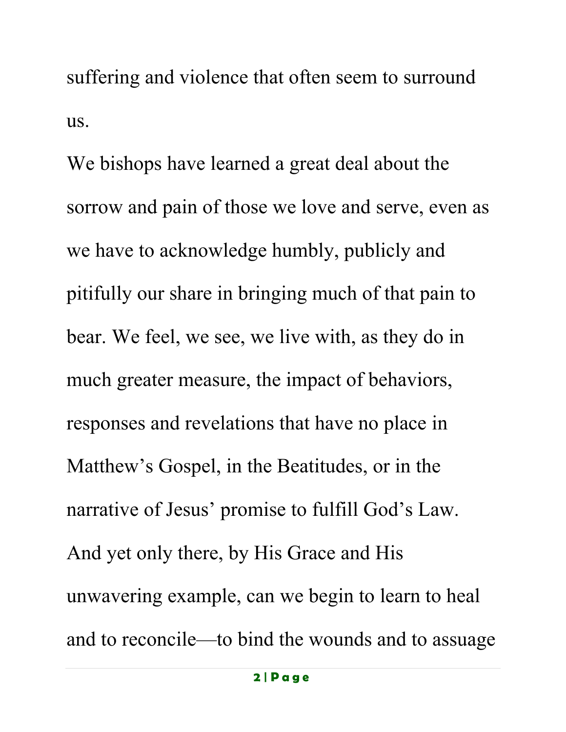suffering and violence that often seem to surround us.

We bishops have learned a great deal about the sorrow and pain of those we love and serve, even as we have to acknowledge humbly, publicly and pitifully our share in bringing much of that pain to bear. We feel, we see, we live with, as they do in much greater measure, the impact of behaviors, responses and revelations that have no place in Matthew's Gospel, in the Beatitudes, or in the narrative of Jesus' promise to fulfill God's Law. And yet only there, by His Grace and His unwavering example, can we begin to learn to heal and to reconcile—to bind the wounds and to assuage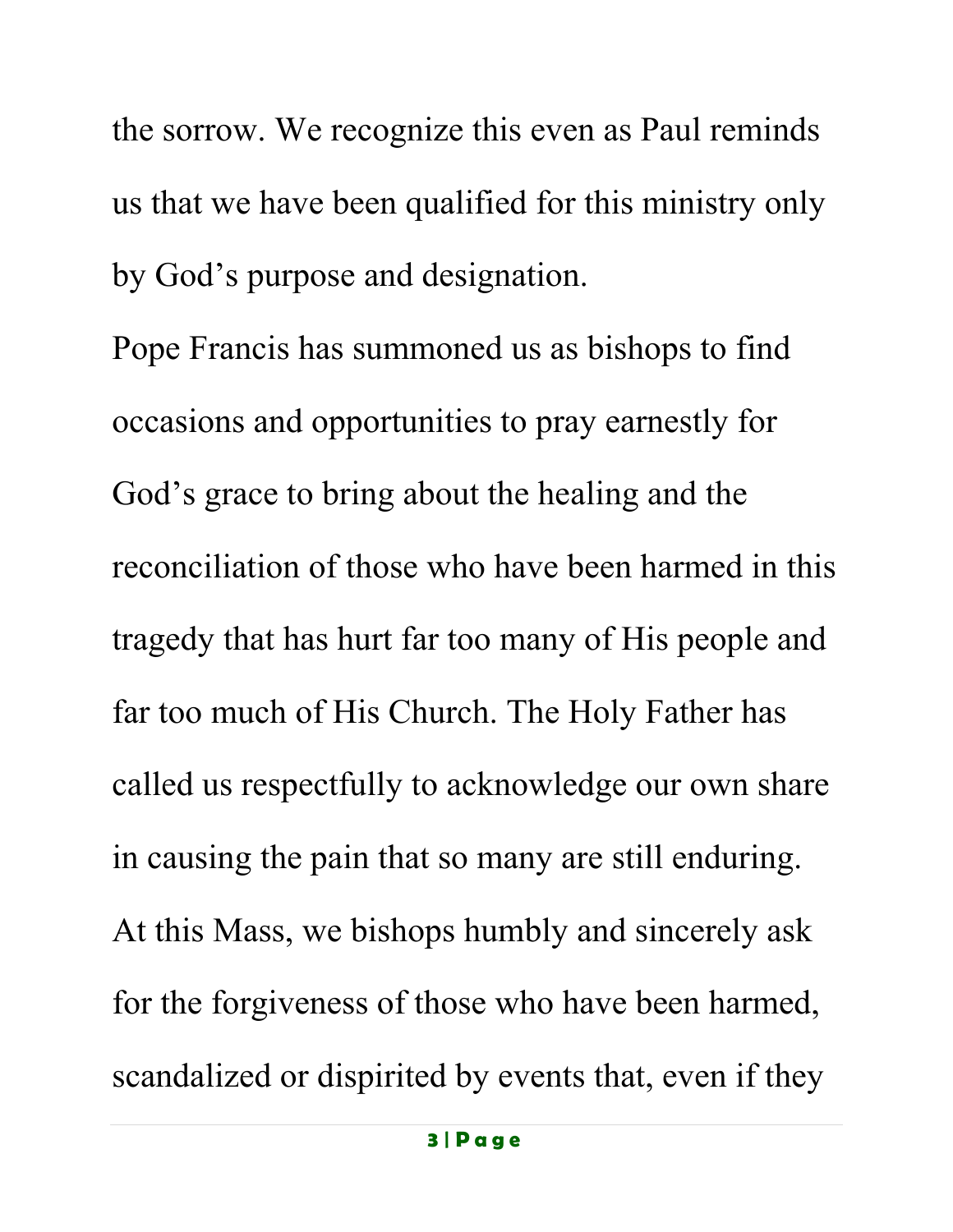the sorrow. We recognize this even as Paul reminds us that we have been qualified for this ministry only by God’s purpose and designation.

Pope Francis has summoned us as bishops to find occasions and opportunities to pray earnestly for God’s grace to bring about the healing and the reconciliation of those who have been harmed in this tragedy that has hurt far too many of His people and far too much of His Church. The Holy Father has called us respectfully to acknowledge our own share in causing the pain that so many are still enduring. At this Mass, we bishops humbly and sincerely ask for the forgiveness of those who have been harmed, scandalized or dispirited by events that, even if they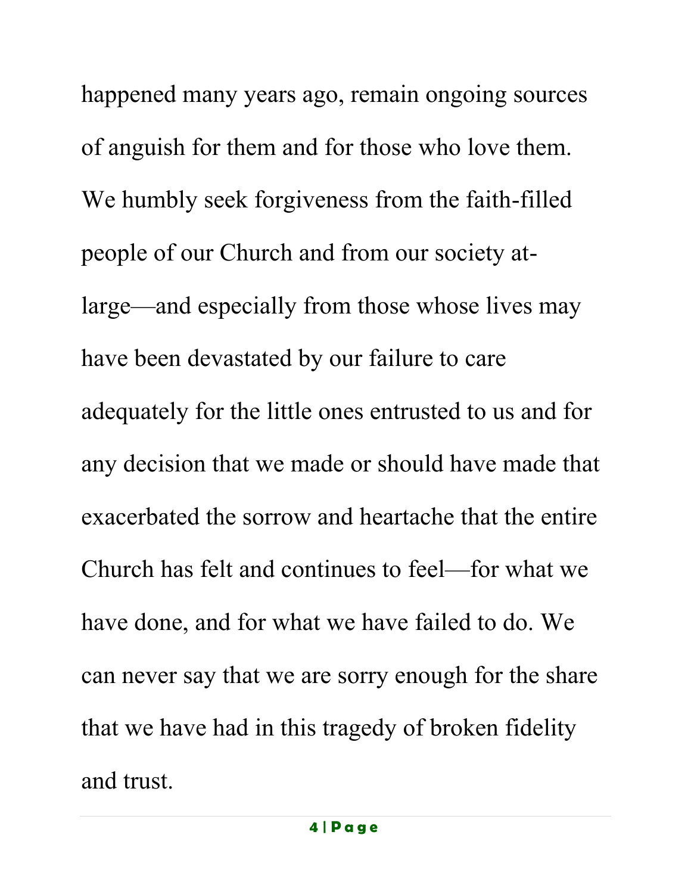happened many years ago, remain ongoing sources of anguish for them and for those who love them. We humbly seek forgiveness from the faith-filled people of our Church and from our society at-large—and especially from those whose lives may have been devastated by our failure to care adequately for the little ones entrusted to us and for any decision that we made or should have made that exacerbated the sorrow and heartache that the entire Church has felt and continues to feel—for what we have done, and for what we have failed to do. We can never say that we are sorry enough for the share that we have had in this tragedy of broken fidelity and trust.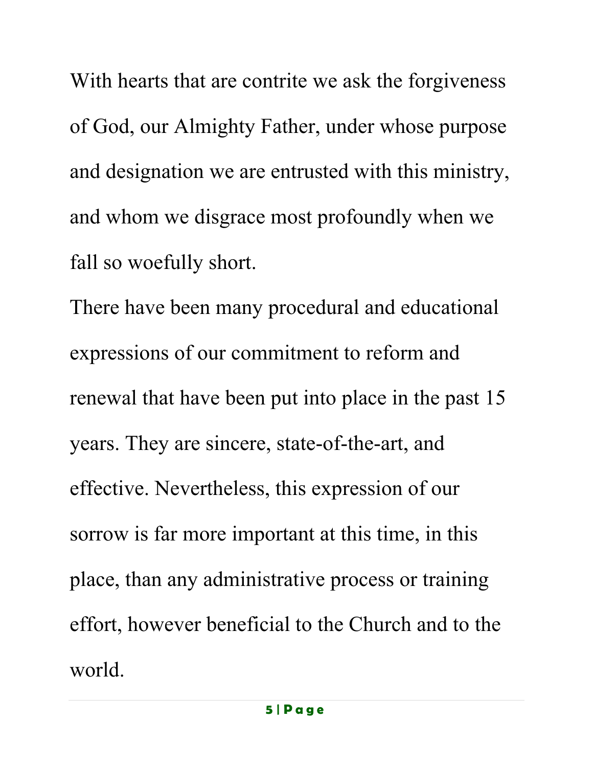With hearts that are contrite we ask the forgiveness of God, our Almighty Father, under whose purpose and designation we are entrusted with this ministry, and whom we disgrace most profoundly when we fall so woefully short.

There have been many procedural and educational expressions of our commitment to reform and renewal that have been put into place in the past 15 years. They are sincere, state-of-the-art, and effective. Nevertheless, this expression of our sorrow is far more important at this time, in this place, than any administrative process or training effort, however beneficial to the Church and to the world.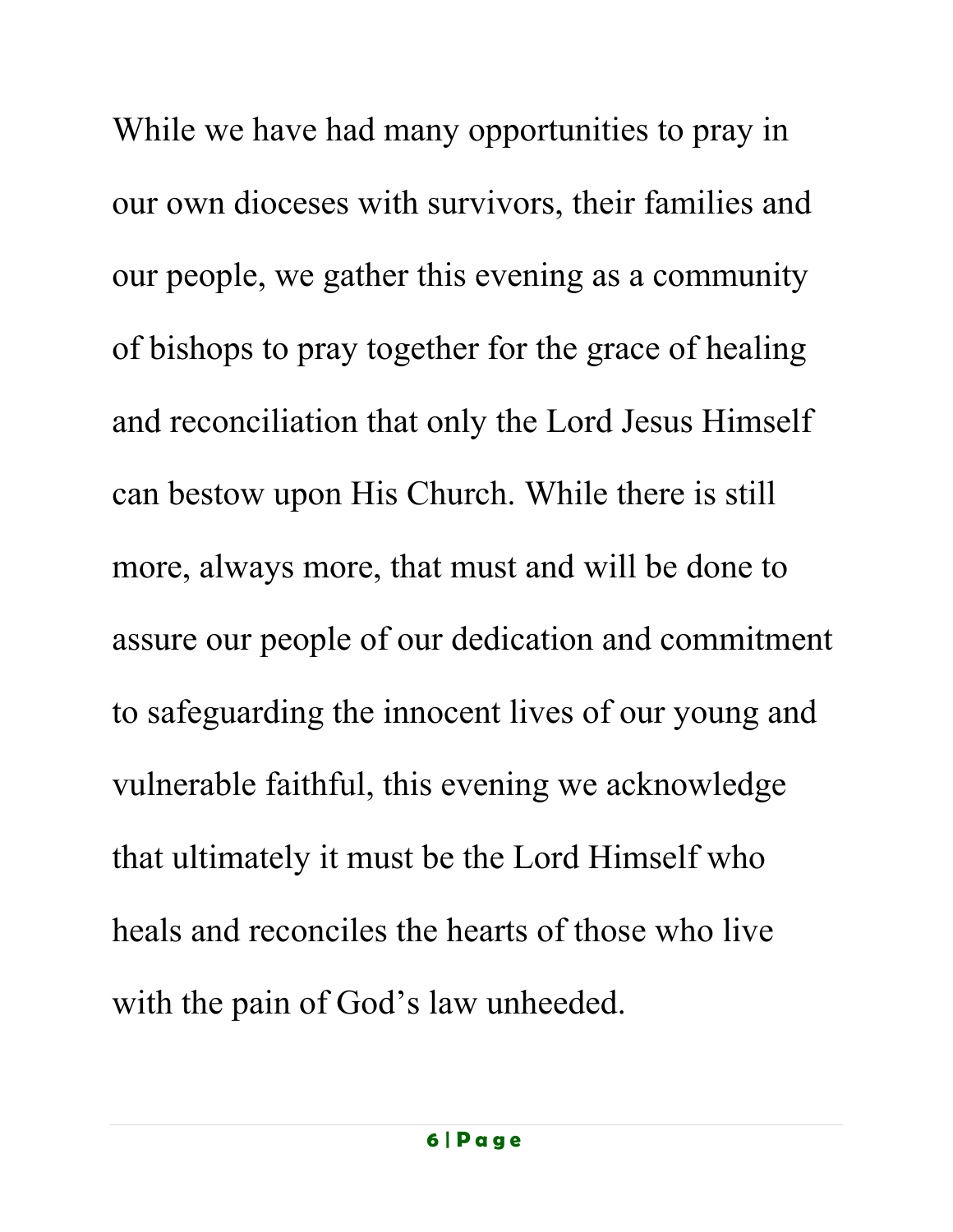While we have had many opportunities to pray in our own dioceses with survivors, their families and our people, we gather this evening as a community of bishops to pray together for the grace of healing and reconciliation that only the Lord Jesus Himself can bestow upon His Church. While there is still more, always more, that must and will be done to assure our people of our dedication and commitment to safeguarding the innocent lives of our young and vulnerable faithful, this evening we acknowledge that ultimately it must be the Lord Himself who heals and reconciles the hearts of those who live with the pain of God's law unheeded.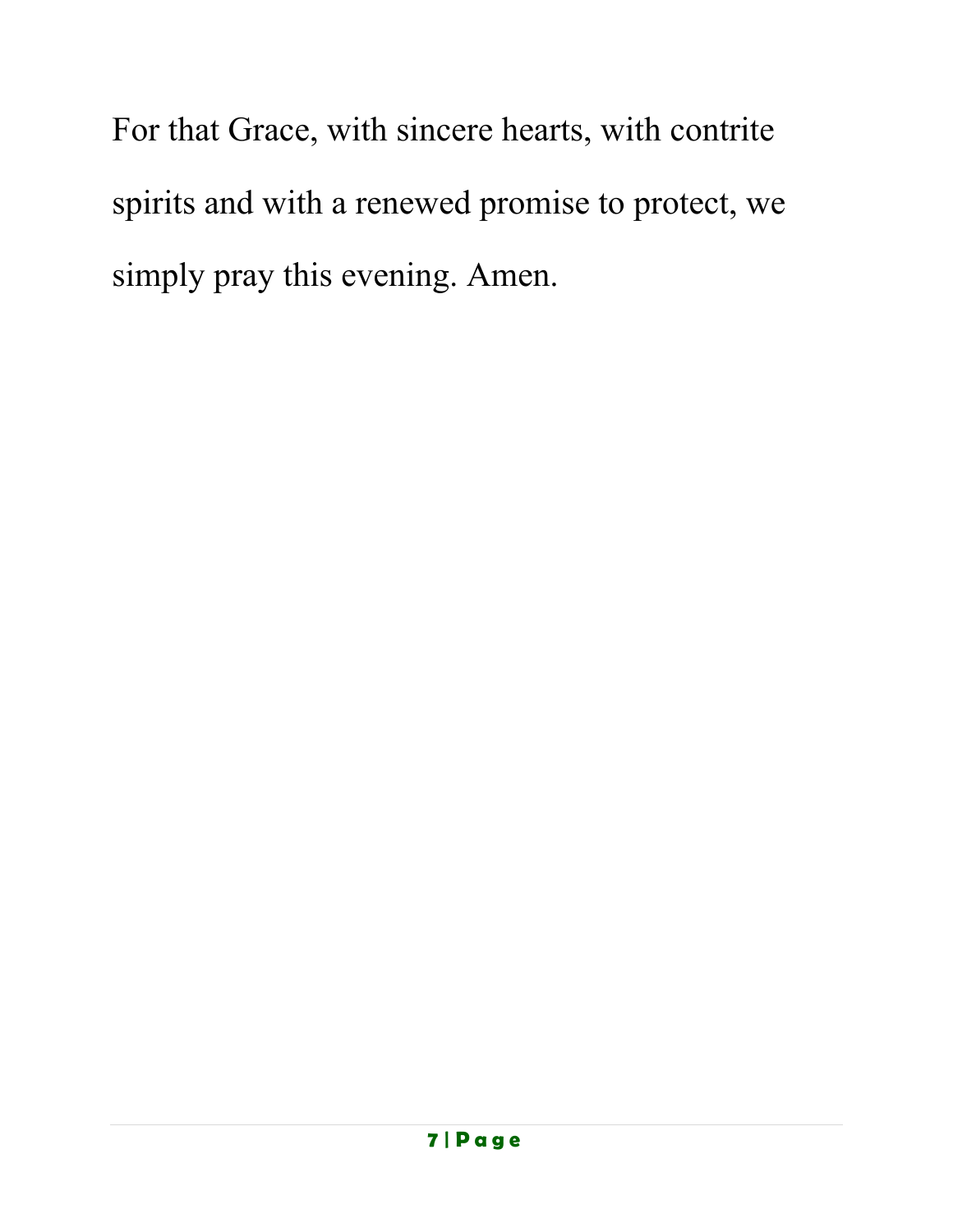For that Grace, with sincere hearts, with contrite spirits and with a renewed promise to protect, we simply pray this evening. Amen.